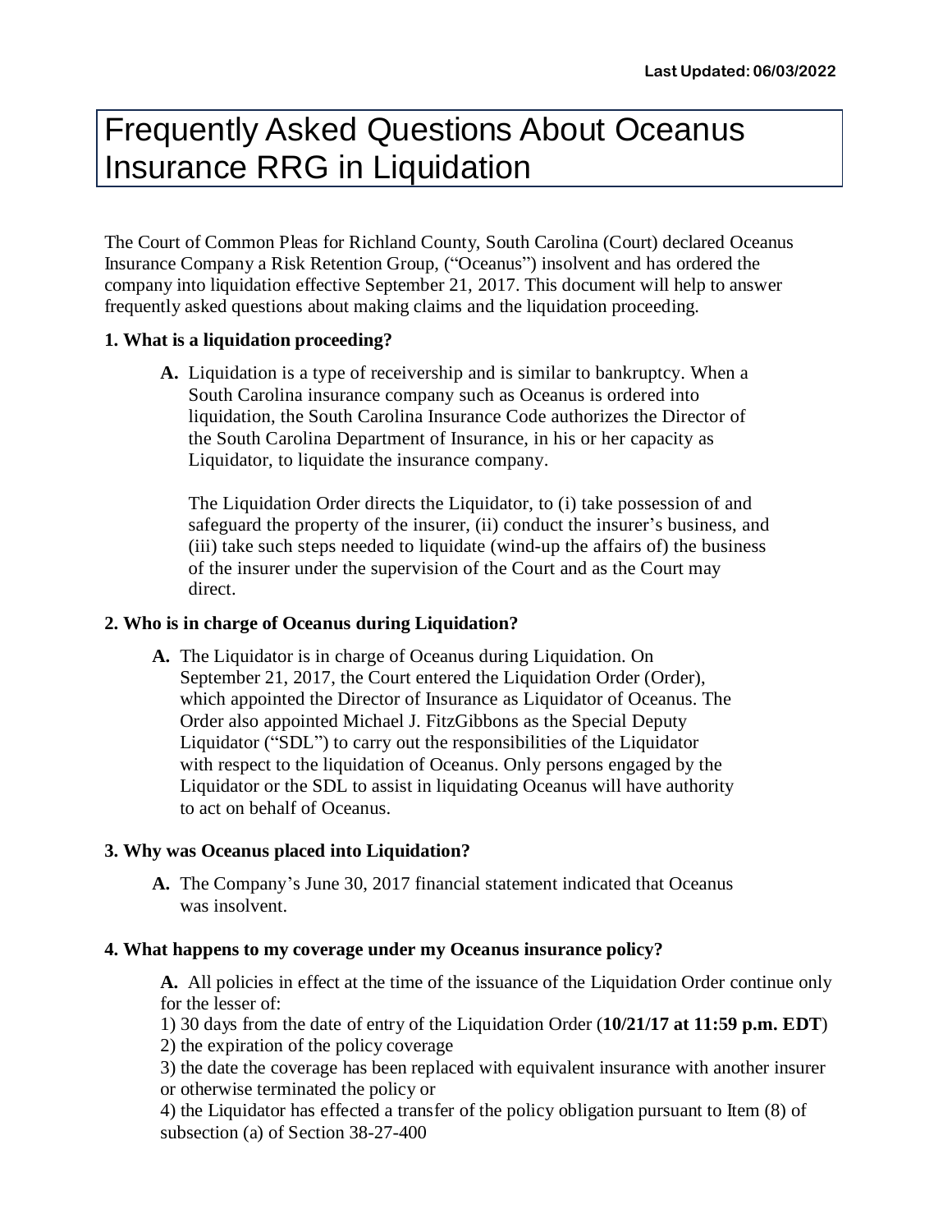**Last Updated: 06/03/2022**

# Frequently Asked Questions About Oceanus Insurance RRG in Liquidation

The Court of Common Pleas for Richland County, South Carolina (Court) declared Oceanus Insurance Company a Risk Retention Group, ("Oceanus") insolvent and has ordered the company into liquidation effective September 21, 2017. This document will help to answer frequently asked questions about making claims and the liquidation proceeding.

### 1. What is a liquidation proceeding?

**A.** Liquidation is a type of receivership and is similar to bankruptcy. When a South Carolina insurance company such as Oceanus is ordered into liquidation, the South Carolina Insurance Code authorizes the Director of the South Carolina Department of Insurance, in his or her capacity as Liquidator, to liquidate the insurance company.

The Liquidation Order directs the Liquidator, to (i) take possession of and safeguard the property of the insurer, (ii) conduct the insurer's business, and (iii) take such steps needed to liquidate (wind-up the affairs of) the business of the insurer under the supervision of the Court and as the Court may direct.

### 2. Who is in charge of Oceanus during Liquidation?

**A.** The Liquidator is in charge of Oceanus during Liquidation. On September 21, 2017, the Court entered the Liquidation Order (Order), which appointed the Director of Insurance as Liquidator of Oceanus. The Order also appointed Michael J. FitzGibbons as the Special Deputy Liquidator ("SDL") to carry out the responsibilities of the Liquidator with respect to the liquidation of Oceanus. Only persons engaged by the Liquidator or the SDL to assist in liquidating Oceanus will have authority to act on behalf of Oceanus.

### 3. Why was Oceanus placed into Liquidation?

**A.** The Company's June 30, 2017 financial statement indicated that Oceanus was insolvent.

### 4. What happens to my coverage under my Oceanus insurance policy?

**A.** All policies in effect at the time of the issuance of the Liquidation Order continue only for the lesser of:

1) 30 days from the date of entry of the Liquidation Order (**10/21/17 at 11:59 p.m. EDT**)
2) the expiration of the policy coverage
3) the date the coverage has been replaced with equivalent insurance with another insurer or otherwise terminated the policy or
4) the Liquidator has effected a transfer of the policy obligation pursuant to Item (8) of subsection (a) of Section 38-27-400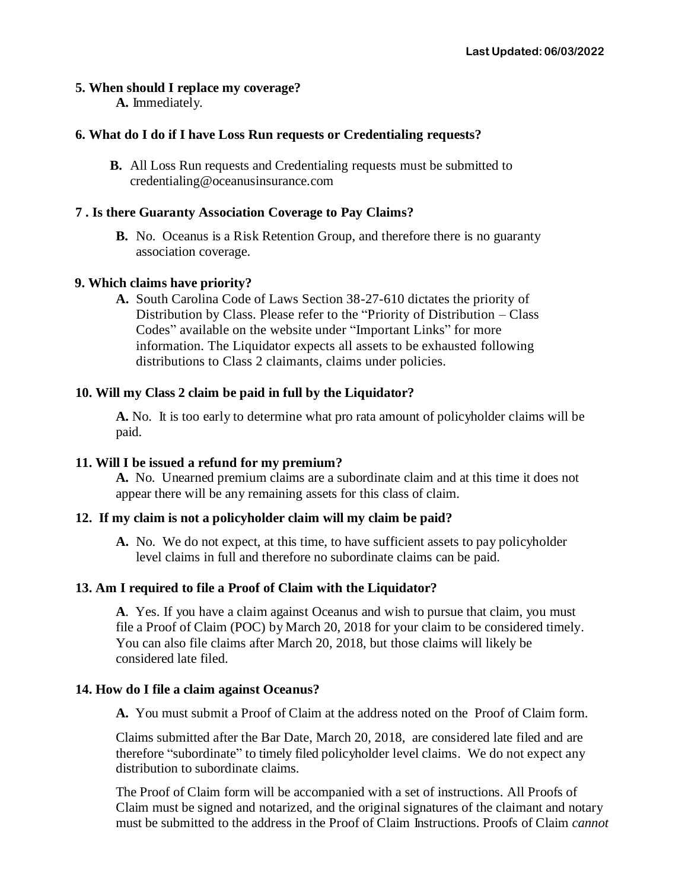**5. When should I replace my coverage?**

**A.** Immediately.

**6. What do I do if I have Loss Run requests or Credentialing requests?**

**B.** All Loss Run requests and Credentialing requests must be submitted to credentialing@oceanusinsurance.com

**7 . Is there Guaranty Association Coverage to Pay Claims?**

**B.** No. Oceanus is a Risk Retention Group, and therefore there is no guaranty association coverage.

**9. Which claims have priority?**

**A.** South Carolina Code of Laws Section 38-27-610 dictates the priority of Distribution by Class. Please refer to the "Priority of Distribution – Class Codes" available on the website under "Important Links" for more information. The Liquidator expects all assets to be exhausted following distributions to Class 2 claimants, claims under policies.

**10. Will my Class 2 claim be paid in full by the Liquidator?**

**A.** No. It is too early to determine what pro rata amount of policyholder claims will be paid.

**11. Will I be issued a refund for my premium?**

**A.** No. Unearned premium claims are a subordinate claim and at this time it does not appear there will be any remaining assets for this class of claim.

**12. If my claim is not a policyholder claim will my claim be paid?**

**A.** No. We do not expect, at this time, to have sufficient assets to pay policyholder level claims in full and therefore no subordinate claims can be paid.

**13. Am I required to file a Proof of Claim with the Liquidator?**

**A**. Yes. If you have a claim against Oceanus and wish to pursue that claim, you must file a Proof of Claim (POC) by March 20, 2018 for your claim to be considered timely. You can also file claims after March 20, 2018, but those claims will likely be considered late filed.

**14. How do I file a claim against Oceanus?**

**A.** You must submit a Proof of Claim at the address noted on the Proof of Claim form.

Claims submitted after the Bar Date, March 20, 2018, are considered late filed and are therefore "subordinate" to timely filed policyholder level claims. We do not expect any distribution to subordinate claims.

The Proof of Claim form will be accompanied with a set of instructions. All Proofs of Claim must be signed and notarized, and the original signatures of the claimant and notary must be submitted to the address in the Proof of Claim Instructions. Proofs of Claim *cannot*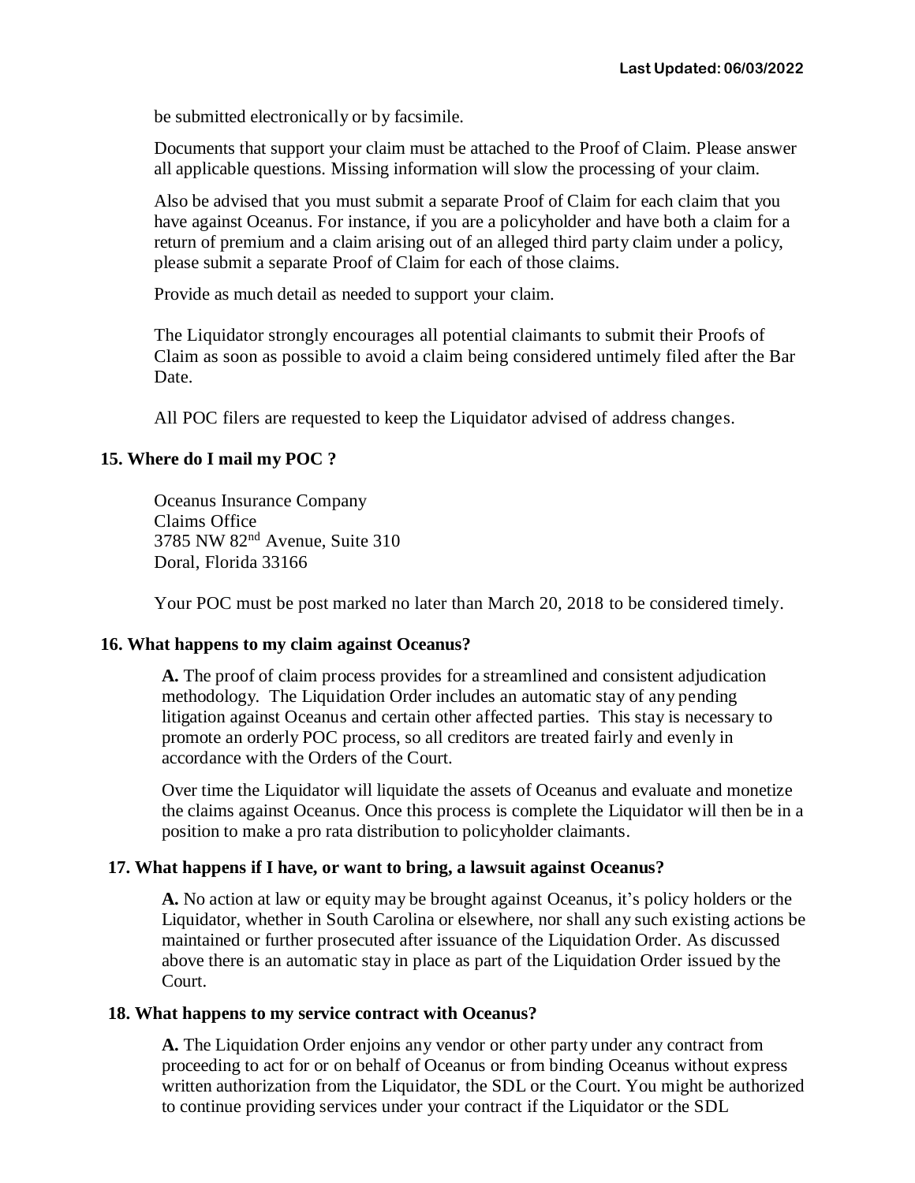be submitted electronically or by facsimile.

Documents that support your claim must be attached to the Proof of Claim. Please answer all applicable questions. Missing information will slow the processing of your claim.

Also be advised that you must submit a separate Proof of Claim for each claim that you have against Oceanus. For instance, if you are a policyholder and have both a claim for a return of premium and a claim arising out of an alleged third party claim under a policy, please submit a separate Proof of Claim for each of those claims.

Provide as much detail as needed to support your claim.

The Liquidator strongly encourages all potential claimants to submit their Proofs of Claim as soon as possible to avoid a claim being considered untimely filed after the Bar Date.

All POC filers are requested to keep the Liquidator advised of address changes.

### 15. Where do I mail my POC ?

Oceanus Insurance Company
Claims Office
3785 NW 82nd Avenue, Suite 310
Doral, Florida 33166

Your POC must be post marked no later than March 20, 2018 to be considered timely.

### 16. What happens to my claim against Oceanus?

**A.** The proof of claim process provides for a streamlined and consistent adjudication methodology. The Liquidation Order includes an automatic stay of any pending litigation against Oceanus and certain other affected parties. This stay is necessary to promote an orderly POC process, so all creditors are treated fairly and evenly in accordance with the Orders of the Court.

Over time the Liquidator will liquidate the assets of Oceanus and evaluate and monetize the claims against Oceanus. Once this process is complete the Liquidator will then be in a position to make a pro rata distribution to policyholder claimants.

### 17. What happens if I have, or want to bring, a lawsuit against Oceanus?

**A.** No action at law or equity may be brought against Oceanus, it's policy holders or the Liquidator, whether in South Carolina or elsewhere, nor shall any such existing actions be maintained or further prosecuted after issuance of the Liquidation Order. As discussed above there is an automatic stay in place as part of the Liquidation Order issued by the Court.

### 18. What happens to my service contract with Oceanus?

**A.** The Liquidation Order enjoins any vendor or other party under any contract from proceeding to act for or on behalf of Oceanus or from binding Oceanus without express written authorization from the Liquidator, the SDL or the Court. You might be authorized to continue providing services under your contract if the Liquidator or the SDL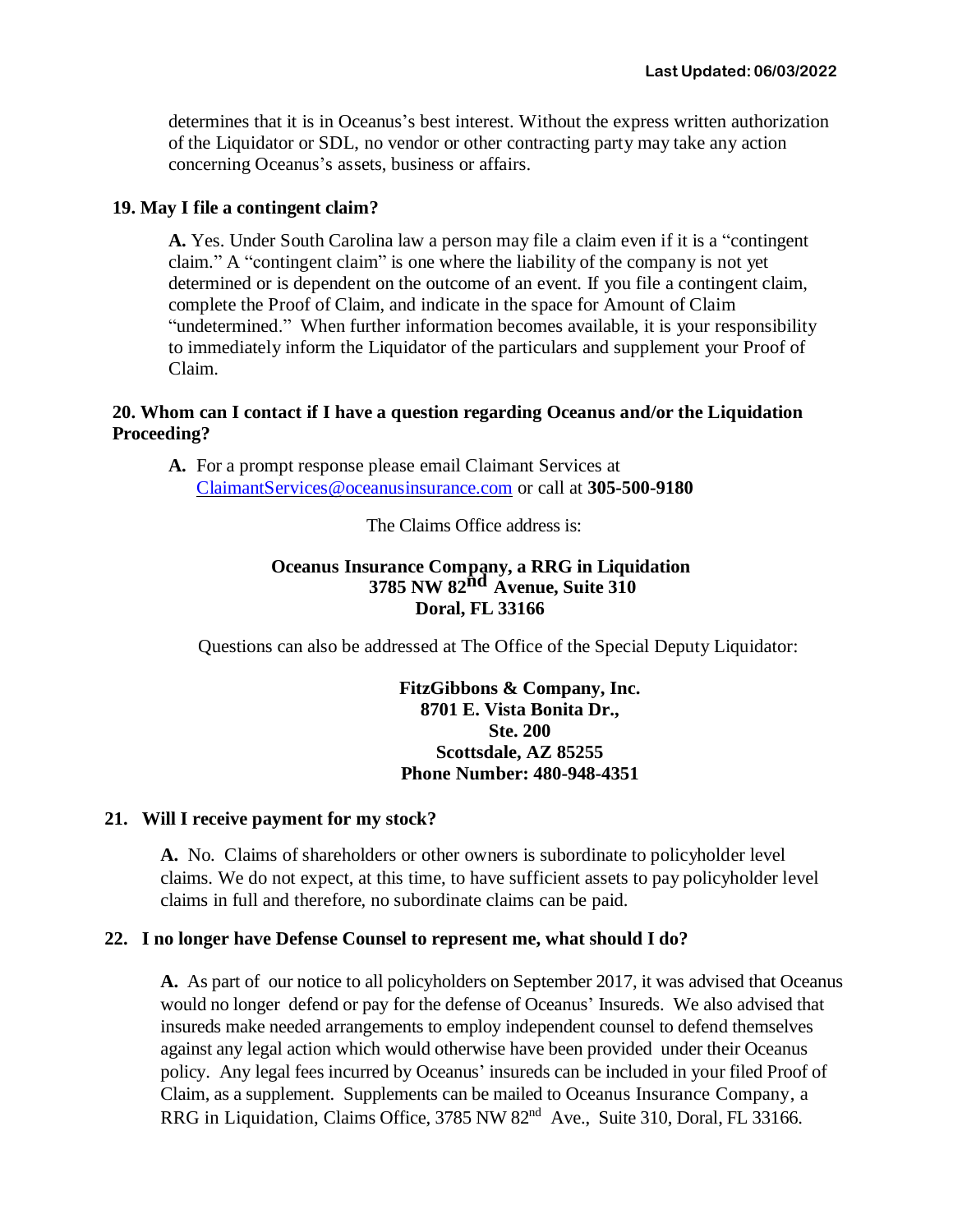determines that it is in Oceanus's best interest. Without the express written authorization of the Liquidator or SDL, no vendor or other contracting party may take any action concerning Oceanus's assets, business or affairs.

**19. May I file a contingent claim?**

**A.** Yes. Under South Carolina law a person may file a claim even if it is a "contingent claim." A "contingent claim" is one where the liability of the company is not yet determined or is dependent on the outcome of an event. If you file a contingent claim, complete the Proof of Claim, and indicate in the space for Amount of Claim "undetermined." When further information becomes available, it is your responsibility to immediately inform the Liquidator of the particulars and supplement your Proof of Claim.

**20. Whom can I contact if I have a question regarding Oceanus and/or the Liquidation Proceeding?**

**A.** For a prompt response please email Claimant Services at ClaimantServices@oceanusinsurance.com or call at **305-500-9180**

The Claims Office address is:

**Oceanus Insurance Company, a RRG in Liquidation**
**3785 NW 82nd Avenue, Suite 310**
**Doral, FL 33166**

Questions can also be addressed at The Office of the Special Deputy Liquidator:

**FitzGibbons & Company, Inc.**
**8701 E. Vista Bonita Dr.,**
**Ste. 200**
**Scottsdale, AZ 85255**
**Phone Number: 480-948-4351**

**21. Will I receive payment for my stock?**

**A.** No. Claims of shareholders or other owners is subordinate to policyholder level claims. We do not expect, at this time, to have sufficient assets to pay policyholder level claims in full and therefore, no subordinate claims can be paid.

**22. I no longer have Defense Counsel to represent me, what should I do?**

**A.** As part of our notice to all policyholders on September 2017, it was advised that Oceanus would no longer defend or pay for the defense of Oceanus' Insureds. We also advised that insureds make needed arrangements to employ independent counsel to defend themselves against any legal action which would otherwise have been provided under their Oceanus policy. Any legal fees incurred by Oceanus' insureds can be included in your filed Proof of Claim, as a supplement. Supplements can be mailed to Oceanus Insurance Company, a RRG in Liquidation, Claims Office, 3785 NW 82nd Ave., Suite 310, Doral, FL 33166.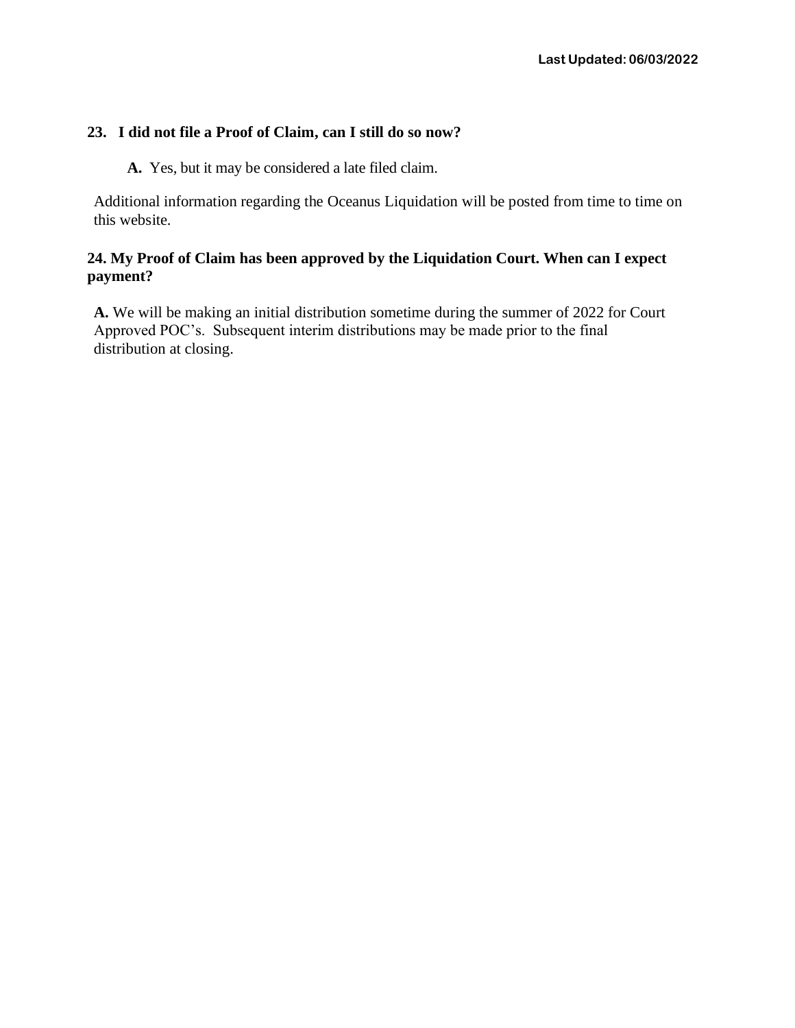**23. I did not file a Proof of Claim, can I still do so now?**

**A.** Yes, but it may be considered a late filed claim.

Additional information regarding the Oceanus Liquidation will be posted from time to time on this website.

**24. My Proof of Claim has been approved by the Liquidation Court. When can I expect payment?**

**A.** We will be making an initial distribution sometime during the summer of 2022 for Court Approved POC's. Subsequent interim distributions may be made prior to the final distribution at closing.